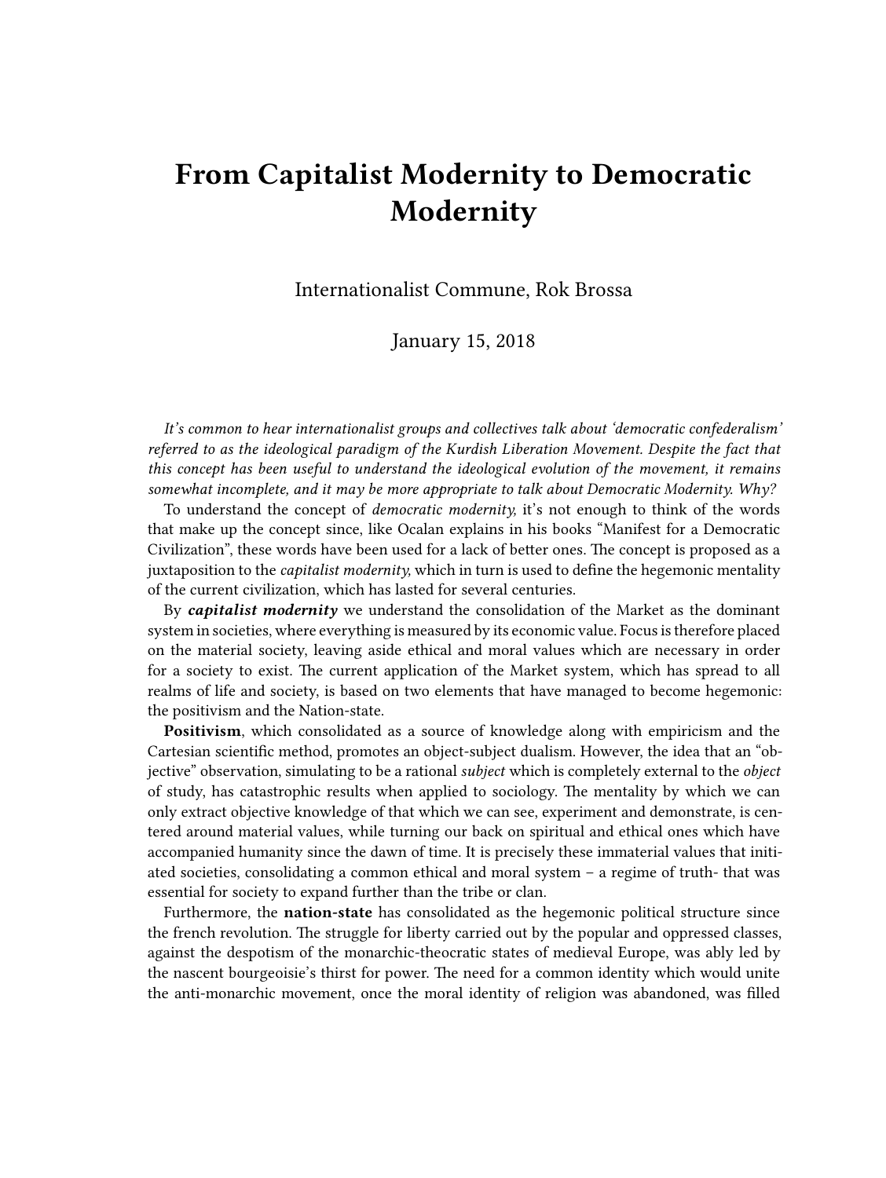# From Capitalist Modernity to Democratic Modernity

Internationalist Commune, Rok Brossa

January 15, 2018

*It's common to hear internationalist groups and collectives talk about 'democratic confederalism' referred to as the ideological paradigm of the Kurdish Liberation Movement. Despite the fact that this concept has been useful to understand the ideological evolution of the movement, it remains somewhat incomplete, and it may be more appropriate to talk about Democratic Modernity. Why?*

To understand the concept of *democratic modernity,* it's not enough to think of the words that make up the concept since, like Ocalan explains in his books "Manifest for a Democratic Civilization", these words have been used for a lack of better ones. The concept is proposed as a juxtaposition to the *capitalist modernity,* which in turn is used to define the hegemonic mentality of the current civilization, which has lasted for several centuries.

By ***capitalist modernity*** we understand the consolidation of the Market as the dominant system in societies, where everything is measured by its economic value. Focus is therefore placed on the material society, leaving aside ethical and moral values which are necessary in order for a society to exist. The current application of the Market system, which has spread to all realms of life and society, is based on two elements that have managed to become hegemonic: the positivism and the Nation-state.

**Positivism**, which consolidated as a source of knowledge along with empiricism and the Cartesian scientific method, promotes an object-subject dualism. However, the idea that an "objective" observation, simulating to be a rational *subject* which is completely external to the *object* of study, has catastrophic results when applied to sociology. The mentality by which we can only extract objective knowledge of that which we can see, experiment and demonstrate, is centered around material values, while turning our back on spiritual and ethical ones which have accompanied humanity since the dawn of time. It is precisely these immaterial values that initiated societies, consolidating a common ethical and moral system – a regime of truth- that was essential for society to expand further than the tribe or clan.

Furthermore, the **nation-state** has consolidated as the hegemonic political structure since the french revolution. The struggle for liberty carried out by the popular and oppressed classes, against the despotism of the monarchic-theocratic states of medieval Europe, was ably led by the nascent bourgeoisie's thirst for power. The need for a common identity which would unite the anti-monarchic movement, once the moral identity of religion was abandoned, was filled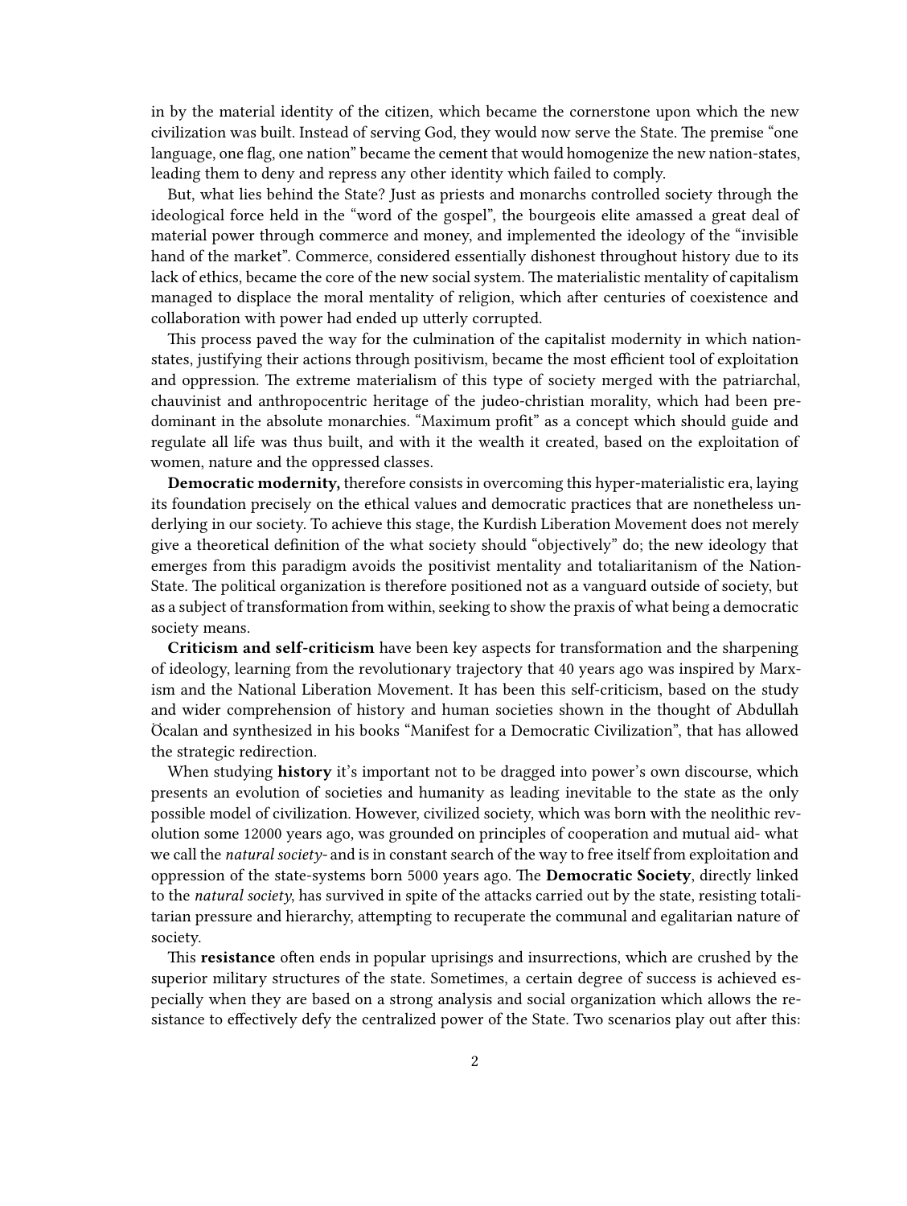in by the material identity of the citizen, which became the cornerstone upon which the new civilization was built. Instead of serving God, they would now serve the State. The premise "one language, one flag, one nation" became the cement that would homogenize the new nation-states, leading them to deny and repress any other identity which failed to comply.

But, what lies behind the State? Just as priests and monarchs controlled society through the ideological force held in the "word of the gospel", the bourgeois elite amassed a great deal of material power through commerce and money, and implemented the ideology of the "invisible hand of the market". Commerce, considered essentially dishonest throughout history due to its lack of ethics, became the core of the new social system. The materialistic mentality of capitalism managed to displace the moral mentality of religion, which after centuries of coexistence and collaboration with power had ended up utterly corrupted.

This process paved the way for the culmination of the capitalist modernity in which nation-states, justifying their actions through positivism, became the most efficient tool of exploitation and oppression. The extreme materialism of this type of society merged with the patriarchal, chauvinist and anthropocentric heritage of the judeo-christian morality, which had been predominant in the absolute monarchies. "Maximum profit" as a concept which should guide and regulate all life was thus built, and with it the wealth it created, based on the exploitation of women, nature and the oppressed classes.

**Democratic modernity,** therefore consists in overcoming this hyper-materialistic era, laying its foundation precisely on the ethical values and democratic practices that are nonetheless underlying in our society. To achieve this stage, the Kurdish Liberation Movement does not merely give a theoretical definition of the what society should "objectively" do; the new ideology that emerges from this paradigm avoids the positivist mentality and totaliaritanism of the Nation-State. The political organization is therefore positioned not as a vanguard outside of society, but as a subject of transformation from within, seeking to show the praxis of what being a democratic society means.

**Criticism and self-criticism** have been key aspects for transformation and the sharpening of ideology, learning from the revolutionary trajectory that 40 years ago was inspired by Marxism and the National Liberation Movement. It has been this self-criticism, based on the study and wider comprehension of history and human societies shown in the thought of Abdullah Öcalan and synthesized in his books "Manifest for a Democratic Civilization", that has allowed the strategic redirection.

When studying **history** it's important not to be dragged into power's own discourse, which presents an evolution of societies and humanity as leading inevitable to the state as the only possible model of civilization. However, civilized society, which was born with the neolithic revolution some 12000 years ago, was grounded on principles of cooperation and mutual aid- what we call the *natural society*- and is in constant search of the way to free itself from exploitation and oppression of the state-systems born 5000 years ago. The **Democratic Society**, directly linked to the *natural society,* has survived in spite of the attacks carried out by the state, resisting totalitarian pressure and hierarchy, attempting to recuperate the communal and egalitarian nature of society.

This **resistance** often ends in popular uprisings and insurrections, which are crushed by the superior military structures of the state. Sometimes, a certain degree of success is achieved especially when they are based on a strong analysis and social organization which allows the resistance to effectively defy the centralized power of the State. Two scenarios play out after this: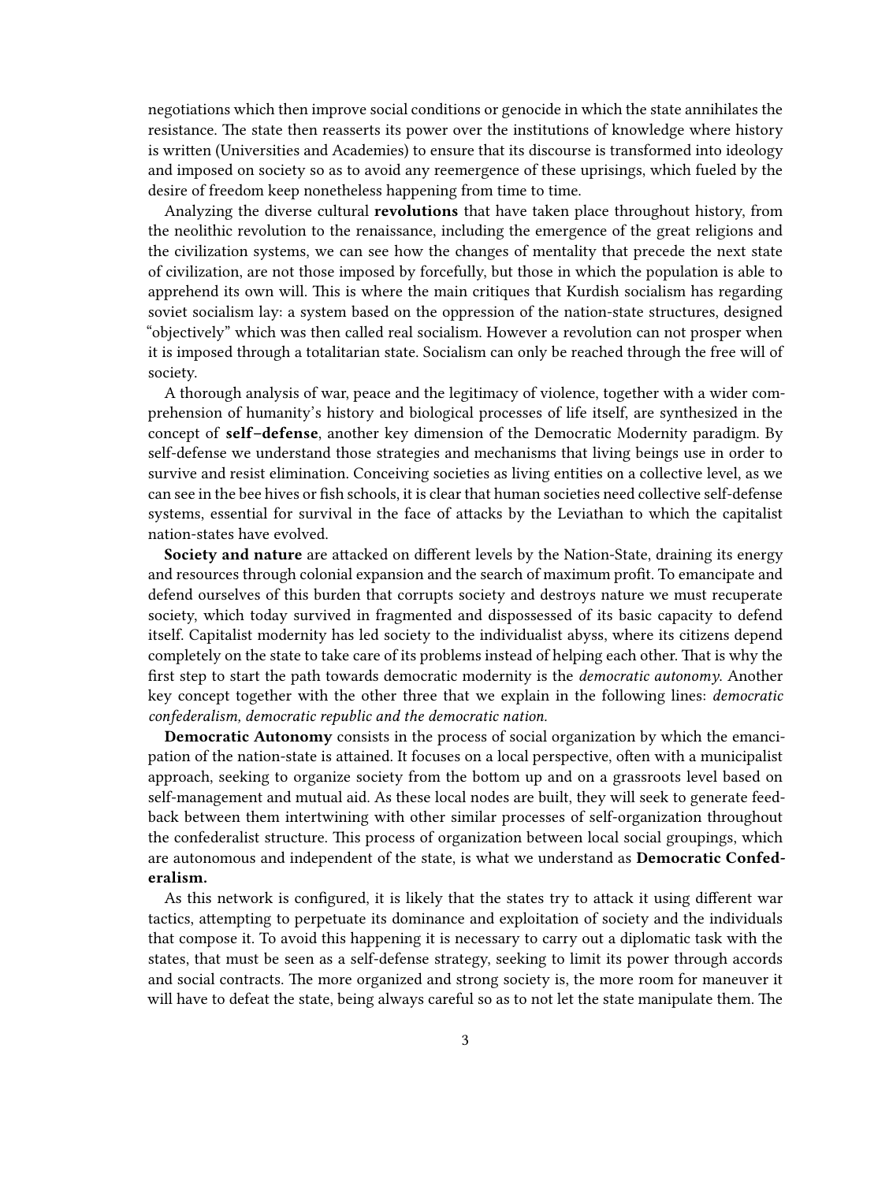negotiations which then improve social conditions or genocide in which the state annihilates the resistance. The state then reasserts its power over the institutions of knowledge where history is written (Universities and Academies) to ensure that its discourse is transformed into ideology and imposed on society so as to avoid any reemergence of these uprisings, which fueled by the desire of freedom keep nonetheless happening from time to time.

Analyzing the diverse cultural **revolutions** that have taken place throughout history, from the neolithic revolution to the renaissance, including the emergence of the great religions and the civilization systems, we can see how the changes of mentality that precede the next state of civilization, are not those imposed by forcefully, but those in which the population is able to apprehend its own will. This is where the main critiques that Kurdish socialism has regarding soviet socialism lay: a system based on the oppression of the nation-state structures, designed "objectively" which was then called real socialism. However a revolution can not prosper when it is imposed through a totalitarian state. Socialism can only be reached through the free will of society.

A thorough analysis of war, peace and the legitimacy of violence, together with a wider comprehension of humanity's history and biological processes of life itself, are synthesized in the concept of **self–defense**, another key dimension of the Democratic Modernity paradigm. By self-defense we understand those strategies and mechanisms that living beings use in order to survive and resist elimination. Conceiving societies as living entities on a collective level, as we can see in the bee hives or fish schools, it is clear that human societies need collective self-defense systems, essential for survival in the face of attacks by the Leviathan to which the capitalist nation-states have evolved.

**Society and nature** are attacked on different levels by the Nation-State, draining its energy and resources through colonial expansion and the search of maximum profit. To emancipate and defend ourselves of this burden that corrupts society and destroys nature we must recuperate society, which today survived in fragmented and dispossessed of its basic capacity to defend itself. Capitalist modernity has led society to the individualist abyss, where its citizens depend completely on the state to take care of its problems instead of helping each other. That is why the first step to start the path towards democratic modernity is the *democratic autonomy*. Another key concept together with the other three that we explain in the following lines: *democratic confederalism, democratic republic and the democratic nation.*

**Democratic Autonomy** consists in the process of social organization by which the emancipation of the nation-state is attained. It focuses on a local perspective, often with a municipalist approach, seeking to organize society from the bottom up and on a grassroots level based on self-management and mutual aid. As these local nodes are built, they will seek to generate feedback between them intertwining with other similar processes of self-organization throughout the confederalist structure. This process of organization between local social groupings, which are autonomous and independent of the state, is what we understand as **Democratic Confederalism.**

As this network is configured, it is likely that the states try to attack it using different war tactics, attempting to perpetuate its dominance and exploitation of society and the individuals that compose it. To avoid this happening it is necessary to carry out a diplomatic task with the states, that must be seen as a self-defense strategy, seeking to limit its power through accords and social contracts. The more organized and strong society is, the more room for maneuver it will have to defeat the state, being always careful so as to not let the state manipulate them. The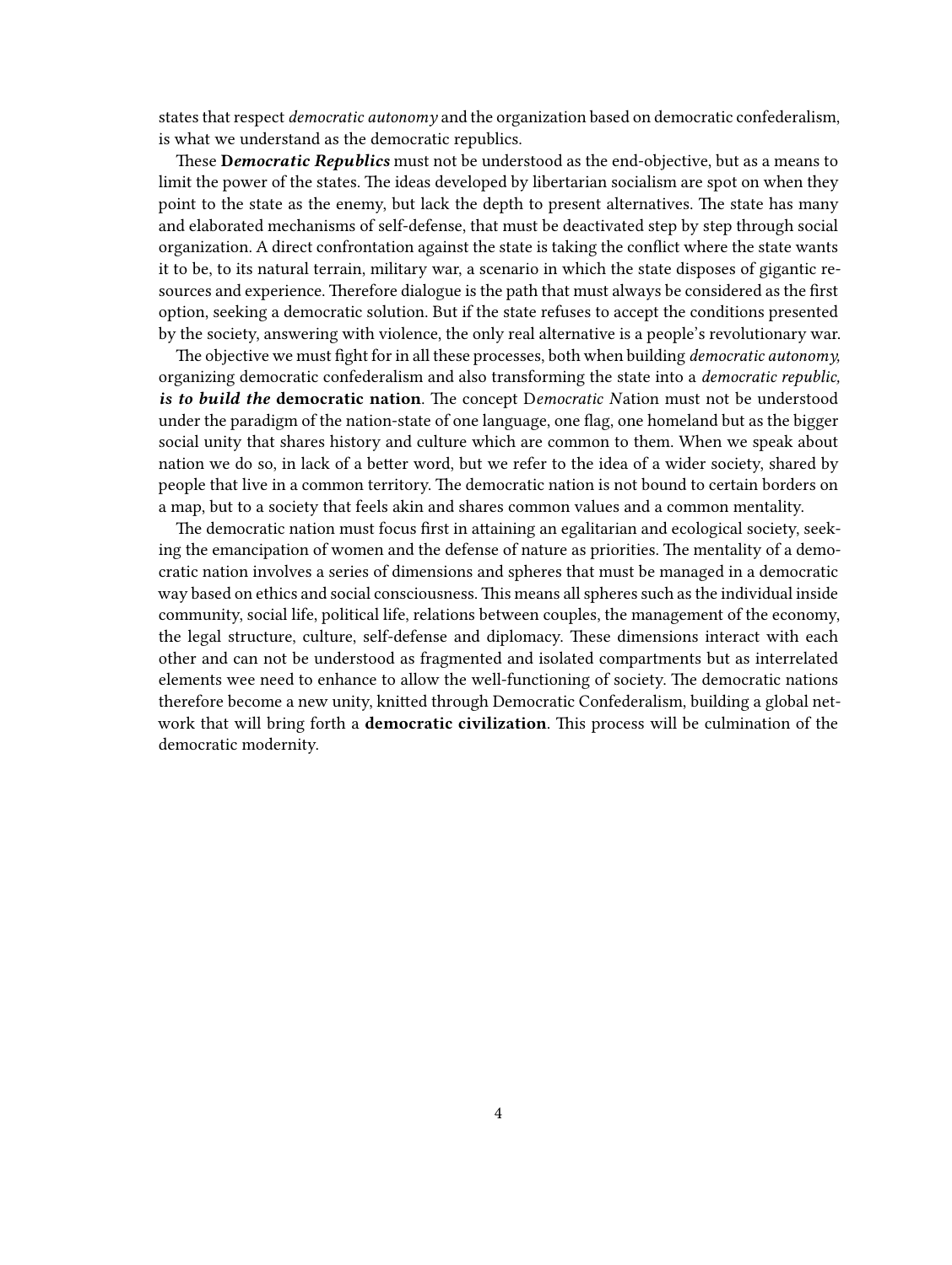states that respect *democratic autonomy* and the organization based on democratic confederalism, is what we understand as the democratic republics.

These **D*emocratic Republics*** must not be understood as the end-objective, but as a means to limit the power of the states. The ideas developed by libertarian socialism are spot on when they point to the state as the enemy, but lack the depth to present alternatives. The state has many and elaborated mechanisms of self-defense, that must be deactivated step by step through social organization. A direct confrontation against the state is taking the conflict where the state wants it to be, to its natural terrain, military war, a scenario in which the state disposes of gigantic resources and experience. Therefore dialogue is the path that must always be considered as the first option, seeking a democratic solution. But if the state refuses to accept the conditions presented by the society, answering with violence, the only real alternative is a people's revolutionary war.

The objective we must fight for in all these processes, both when building *democratic autonomy,* organizing democratic confederalism and also transforming the state into a *democratic republic,* ***is to build the*** **democratic nation**. The concept D*emocratic N*ation must not be understood under the paradigm of the nation-state of one language, one flag, one homeland but as the bigger social unity that shares history and culture which are common to them. When we speak about nation we do so, in lack of a better word, but we refer to the idea of a wider society, shared by people that live in a common territory. The democratic nation is not bound to certain borders on a map, but to a society that feels akin and shares common values and a common mentality.

The democratic nation must focus first in attaining an egalitarian and ecological society, seeking the emancipation of women and the defense of nature as priorities. The mentality of a democratic nation involves a series of dimensions and spheres that must be managed in a democratic way based on ethics and social consciousness. This means all spheres such as the individual inside community, social life, political life, relations between couples, the management of the economy, the legal structure, culture, self-defense and diplomacy. These dimensions interact with each other and can not be understood as fragmented and isolated compartments but as interrelated elements wee need to enhance to allow the well-functioning of society. The democratic nations therefore become a new unity, knitted through Democratic Confederalism, building a global network that will bring forth a **democratic civilization**. This process will be culmination of the democratic modernity.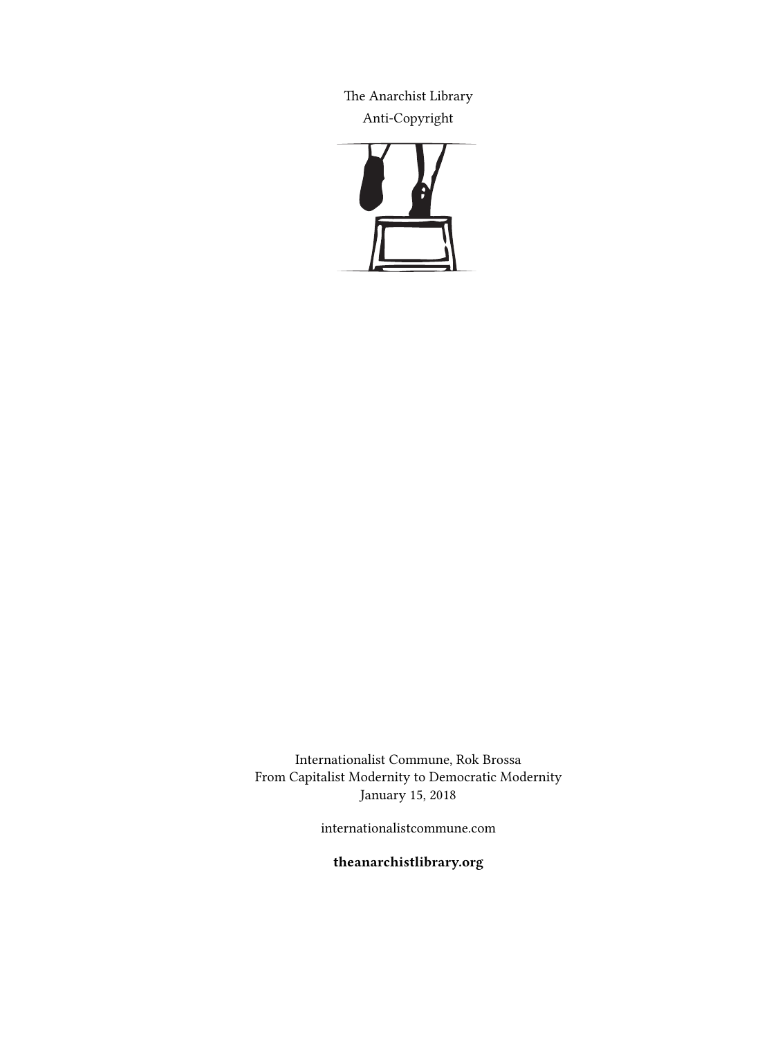The Anarchist Library
Anti-Copyright

Internationalist Commune, Rok Brossa
From Capitalist Modernity to Democratic Modernity
January 15, 2018

internationalistcommune.com

**theanarchistlibrary.org**